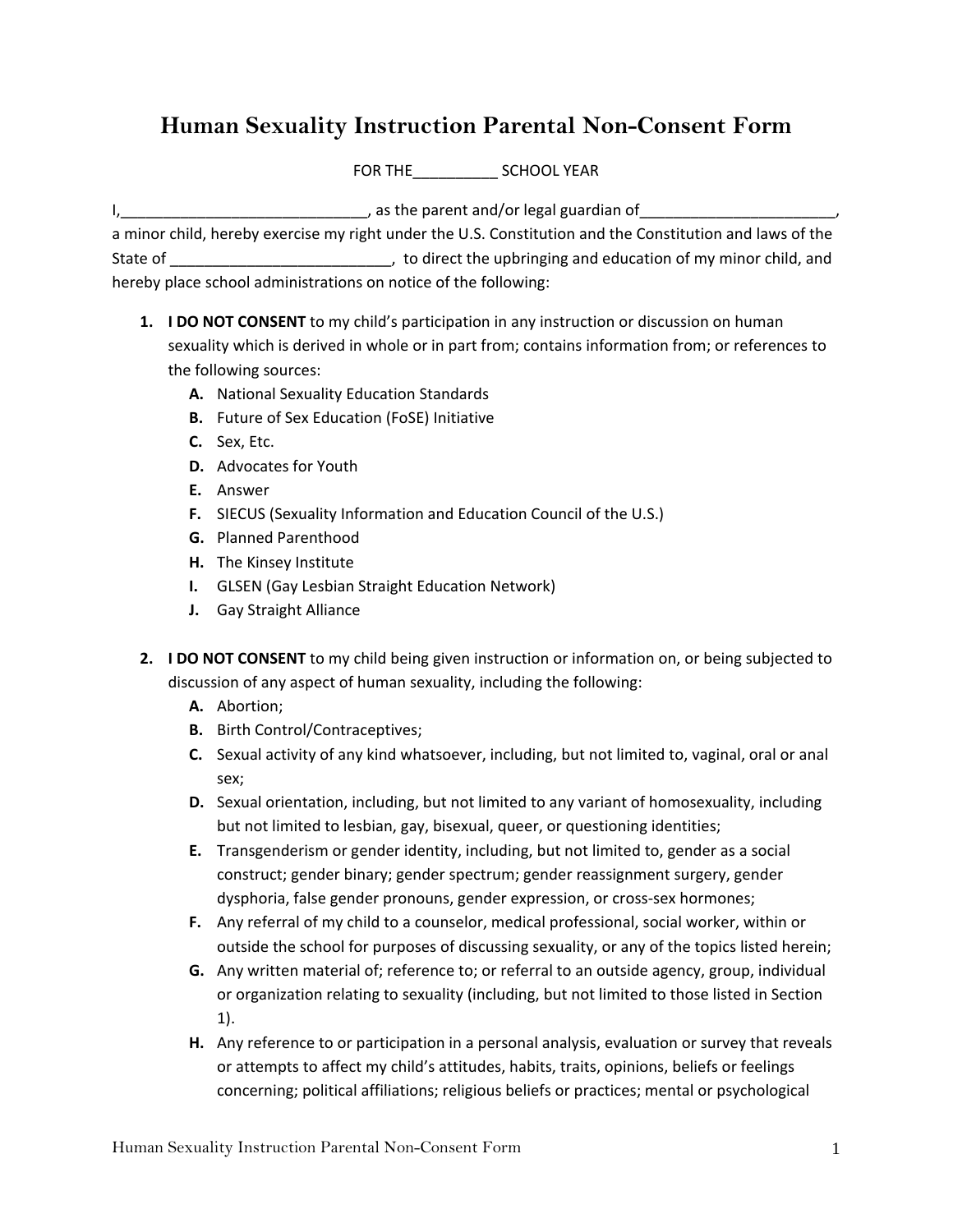# Human Sexuality Instruction Parental Non-Consent Form

FOR THE__________ SCHOOL YEAR

I,_____________________________, as the parent and/or legal guardian of_______________________, a minor child, hereby exercise my right under the U.S. Constitution and the Constitution and laws of the State of __________________________, to direct the upbringing and education of my minor child, and hereby place school administrations on notice of the following:

1. **I DO NOT CONSENT** to my child's participation in any instruction or discussion on human sexuality which is derived in whole or in part from; contains information from; or references to the following sources:
   - **A.** National Sexuality Education Standards
   - **B.** Future of Sex Education (FoSE) Initiative
   - **C.** Sex, Etc.
   - **D.** Advocates for Youth
   - **E.** Answer
   - **F.** SIECUS (Sexuality Information and Education Council of the U.S.)
   - **G.** Planned Parenthood
   - **H.** The Kinsey Institute
   - **I.** GLSEN (Gay Lesbian Straight Education Network)
   - **J.** Gay Straight Alliance

2. **I DO NOT CONSENT** to my child being given instruction or information on, or being subjected to discussion of any aspect of human sexuality, including the following:
   - **A.** Abortion;
   - **B.** Birth Control/Contraceptives;
   - **C.** Sexual activity of any kind whatsoever, including, but not limited to, vaginal, oral or anal sex;
   - **D.** Sexual orientation, including, but not limited to any variant of homosexuality, including but not limited to lesbian, gay, bisexual, queer, or questioning identities;
   - **E.** Transgenderism or gender identity, including, but not limited to, gender as a social construct; gender binary; gender spectrum; gender reassignment surgery, gender dysphoria, false gender pronouns, gender expression, or cross-sex hormones;
   - **F.** Any referral of my child to a counselor, medical professional, social worker, within or outside the school for purposes of discussing sexuality, or any of the topics listed herein;
   - **G.** Any written material of; reference to; or referral to an outside agency, group, individual or organization relating to sexuality (including, but not limited to those listed in Section 1).
   - **H.** Any reference to or participation in a personal analysis, evaluation or survey that reveals or attempts to affect my child's attitudes, habits, traits, opinions, beliefs or feelings concerning; political affiliations; religious beliefs or practices; mental or psychological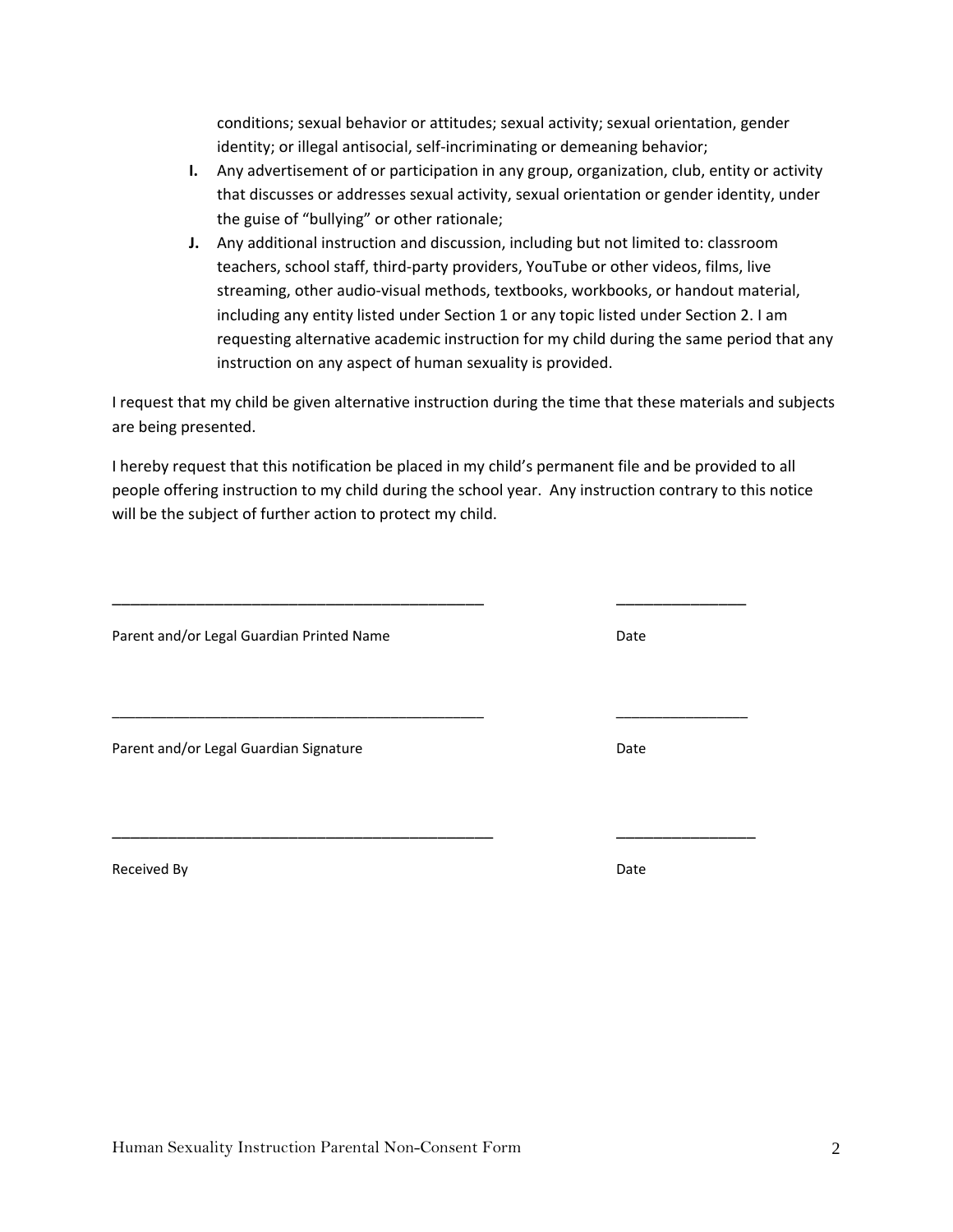conditions; sexual behavior or attitudes; sexual activity; sexual orientation, gender identity; or illegal antisocial, self-incriminating or demeaning behavior;

**I.** Any advertisement of or participation in any group, organization, club, entity or activity that discusses or addresses sexual activity, sexual orientation or gender identity, under the guise of "bullying" or other rationale;

**J.** Any additional instruction and discussion, including but not limited to: classroom teachers, school staff, third-party providers, YouTube or other videos, films, live streaming, other audio-visual methods, textbooks, workbooks, or handout material, including any entity listed under Section 1 or any topic listed under Section 2. I am requesting alternative academic instruction for my child during the same period that any instruction on any aspect of human sexuality is provided.

I request that my child be given alternative instruction during the time that these materials and subjects are being presented.

I hereby request that this notification be placed in my child's permanent file and be provided to all people offering instruction to my child during the school year. Any instruction contrary to this notice will be the subject of further action to protect my child.

______________________________________________ _______________

Parent and/or Legal Guardian Printed Name Date

______________________________________________ _______________

Parent and/or Legal Guardian Signature Date

______________________________________________ _______________

Received By Date